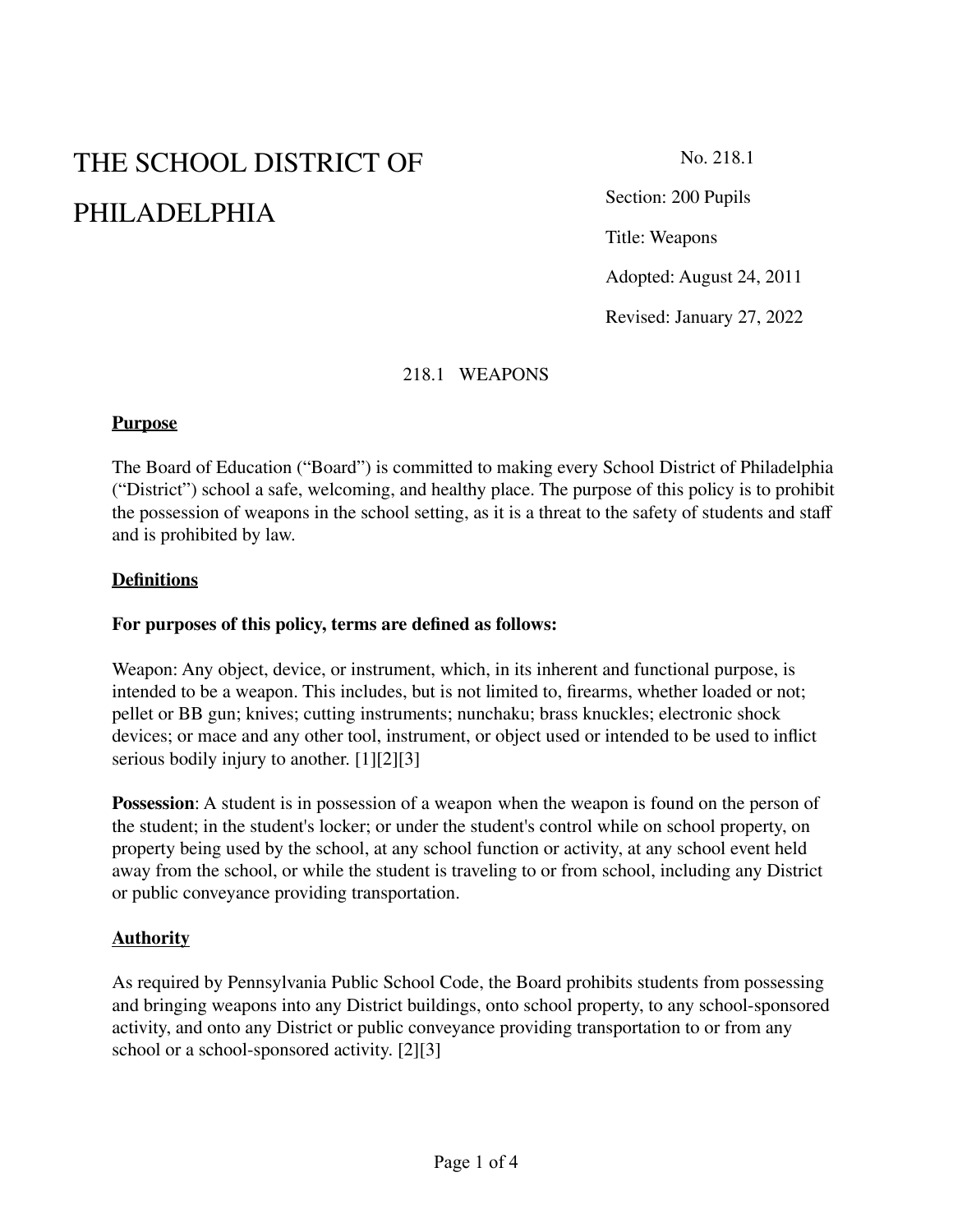# THE SCHOOL DISTRICT OF PHILADELPHIA

No. 218.1

Section: 200 Pupils

Title: Weapons

Adopted: August 24, 2011

Revised: January 27, 2022

## 218.1 WEAPONS

### Purpose

The Board of Education ("Board") is committed to making every School District of Philadelphia ("District") school a safe, welcoming, and healthy place. The purpose of this policy is to prohibit the possession of weapons in the school setting, as it is a threat to the safety of students and staff and is prohibited by law.

### Definitions

**For purposes of this policy, terms are defined as follows:**

Weapon: Any object, device, or instrument, which, in its inherent and functional purpose, is intended to be a weapon. This includes, but is not limited to, firearms, whether loaded or not; pellet or BB gun; knives; cutting instruments; nunchaku; brass knuckles; electronic shock devices; or mace and any other tool, instrument, or object used or intended to be used to inflict serious bodily injury to another. [1][2][3]

**Possession**: A student is in possession of a weapon when the weapon is found on the person of the student; in the student's locker; or under the student's control while on school property, on property being used by the school, at any school function or activity, at any school event held away from the school, or while the student is traveling to or from school, including any District or public conveyance providing transportation.

### Authority

As required by Pennsylvania Public School Code, the Board prohibits students from possessing and bringing weapons into any District buildings, onto school property, to any school-sponsored activity, and onto any District or public conveyance providing transportation to or from any school or a school-sponsored activity. [2][3]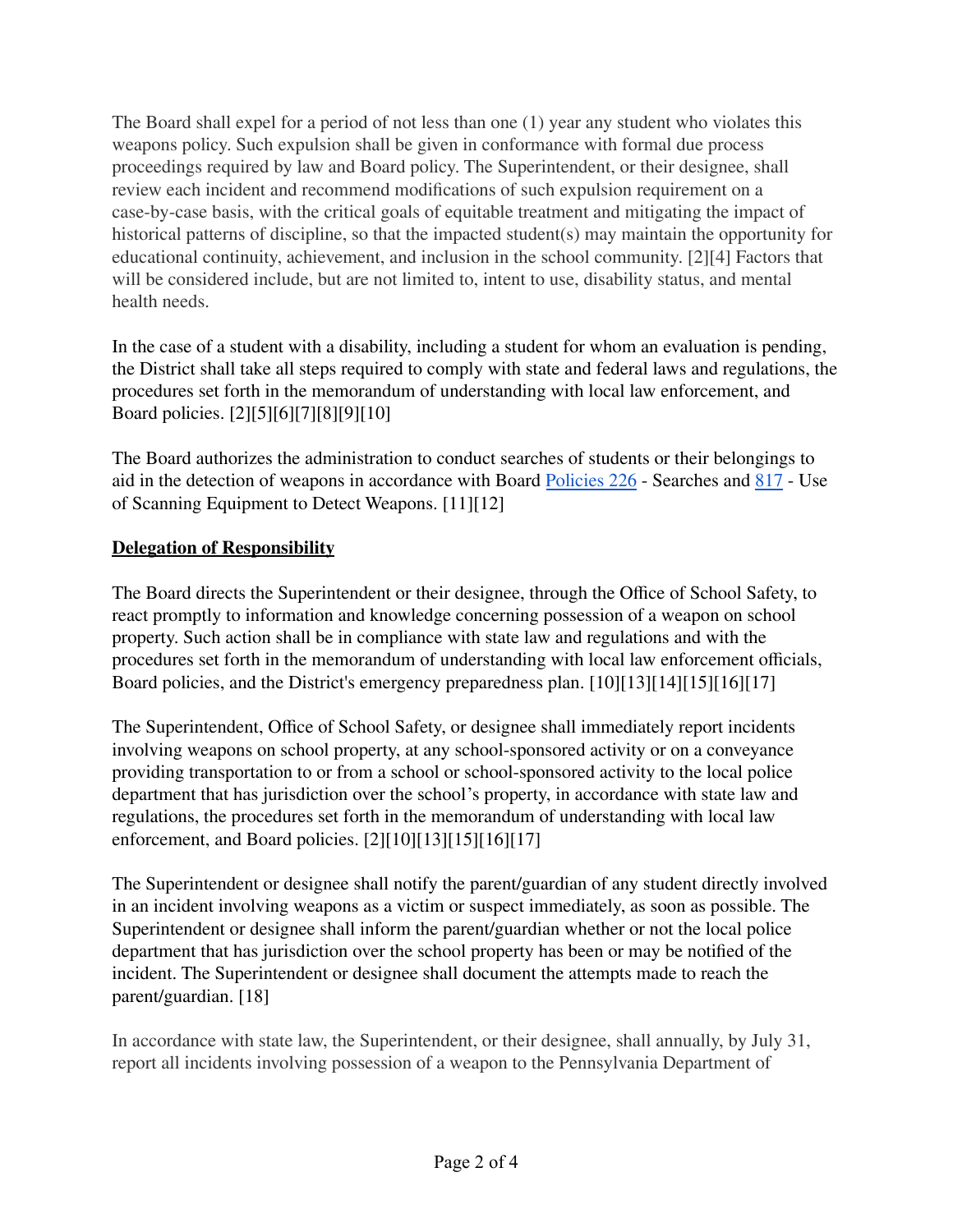The Board shall expel for a period of not less than one (1) year any student who violates this weapons policy. Such expulsion shall be given in conformance with formal due process proceedings required by law and Board policy. The Superintendent, or their designee, shall review each incident and recommend modifications of such expulsion requirement on a case-by-case basis, with the critical goals of equitable treatment and mitigating the impact of historical patterns of discipline, so that the impacted student(s) may maintain the opportunity for educational continuity, achievement, and inclusion in the school community. [2][4] Factors that will be considered include, but are not limited to, intent to use, disability status, and mental health needs.

In the case of a student with a disability, including a student for whom an evaluation is pending, the District shall take all steps required to comply with state and federal laws and regulations, the procedures set forth in the memorandum of understanding with local law enforcement, and Board policies. [2][5][6][7][8][9][10]

The Board authorizes the administration to conduct searches of students or their belongings to aid in the detection of weapons in accordance with Board Policies 226 - Searches and 817 - Use of Scanning Equipment to Detect Weapons. [11][12]

**Delegation of Responsibility**

The Board directs the Superintendent or their designee, through the Office of School Safety, to react promptly to information and knowledge concerning possession of a weapon on school property. Such action shall be in compliance with state law and regulations and with the procedures set forth in the memorandum of understanding with local law enforcement officials, Board policies, and the District's emergency preparedness plan. [10][13][14][15][16][17]

The Superintendent, Office of School Safety, or designee shall immediately report incidents involving weapons on school property, at any school-sponsored activity or on a conveyance providing transportation to or from a school or school-sponsored activity to the local police department that has jurisdiction over the school's property, in accordance with state law and regulations, the procedures set forth in the memorandum of understanding with local law enforcement, and Board policies. [2][10][13][15][16][17]

The Superintendent or designee shall notify the parent/guardian of any student directly involved in an incident involving weapons as a victim or suspect immediately, as soon as possible. The Superintendent or designee shall inform the parent/guardian whether or not the local police department that has jurisdiction over the school property has been or may be notified of the incident. The Superintendent or designee shall document the attempts made to reach the parent/guardian. [18]

In accordance with state law, the Superintendent, or their designee, shall annually, by July 31, report all incidents involving possession of a weapon to the Pennsylvania Department of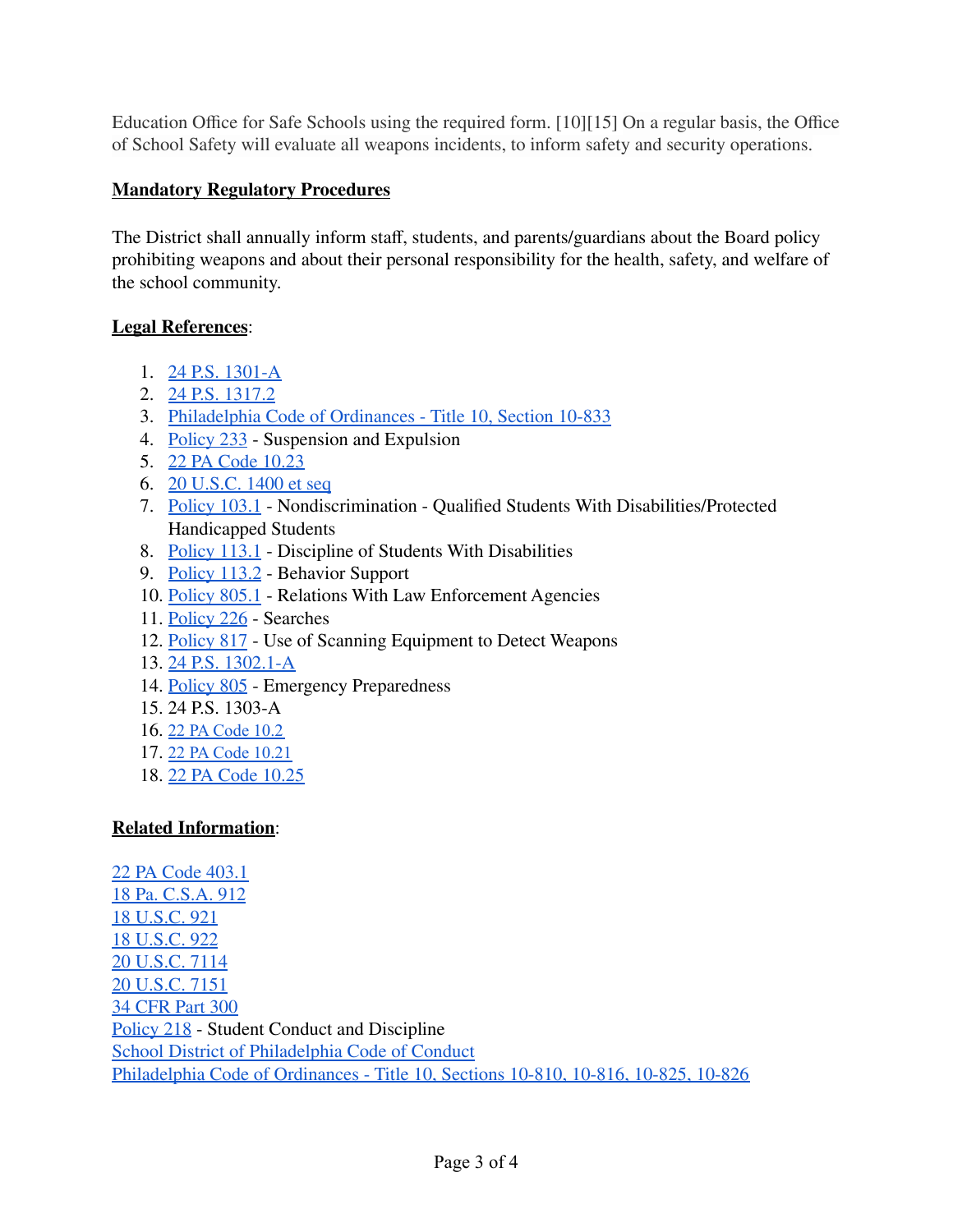Education Office for Safe Schools using the required form. [10][15] On a regular basis, the Office of School Safety will evaluate all weapons incidents, to inform safety and security operations.

**Mandatory Regulatory Procedures**

The District shall annually inform staff, students, and parents/guardians about the Board policy prohibiting weapons and about their personal responsibility for the health, safety, and welfare of the school community.

**Legal References**:

1. 24 P.S. 1301-A
2. 24 P.S. 1317.2
3. Philadelphia Code of Ordinances - Title 10, Section 10-833
4. Policy 233 - Suspension and Expulsion
5. 22 PA Code 10.23
6. 20 U.S.C. 1400 et seq
7. Policy 103.1 - Nondiscrimination - Qualified Students With Disabilities/Protected Handicapped Students
8. Policy 113.1 - Discipline of Students With Disabilities
9. Policy 113.2 - Behavior Support
10. Policy 805.1 - Relations With Law Enforcement Agencies
11. Policy 226 - Searches
12. Policy 817 - Use of Scanning Equipment to Detect Weapons
13. 24 P.S. 1302.1-A
14. Policy 805 - Emergency Preparedness
15. 24 P.S. 1303-A
16. 22 PA Code 10.2
17. 22 PA Code 10.21
18. 22 PA Code 10.25

**Related Information**:

22 PA Code 403.1
18 Pa. C.S.A. 912
18 U.S.C. 921
18 U.S.C. 922
20 U.S.C. 7114
20 U.S.C. 7151
34 CFR Part 300
Policy 218 - Student Conduct and Discipline
School District of Philadelphia Code of Conduct
Philadelphia Code of Ordinances - Title 10, Sections 10-810, 10-816, 10-825, 10-826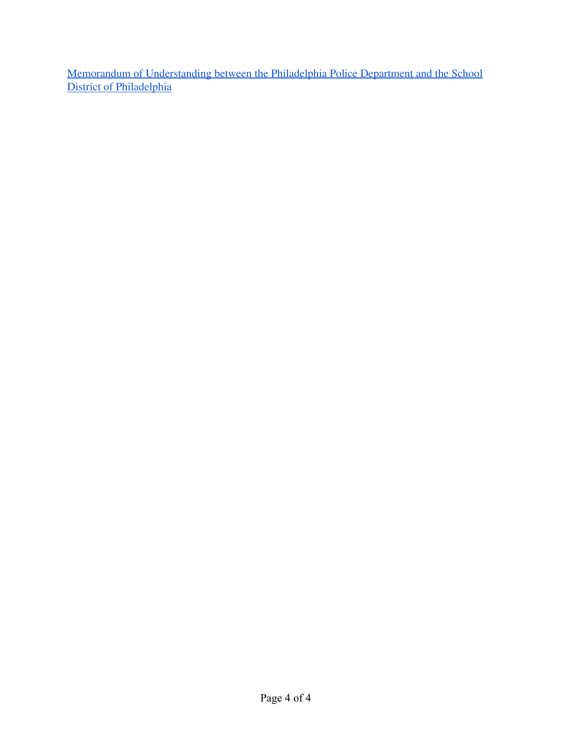Memorandum of Understanding between the Philadelphia Police Department and the School District of Philadelphia